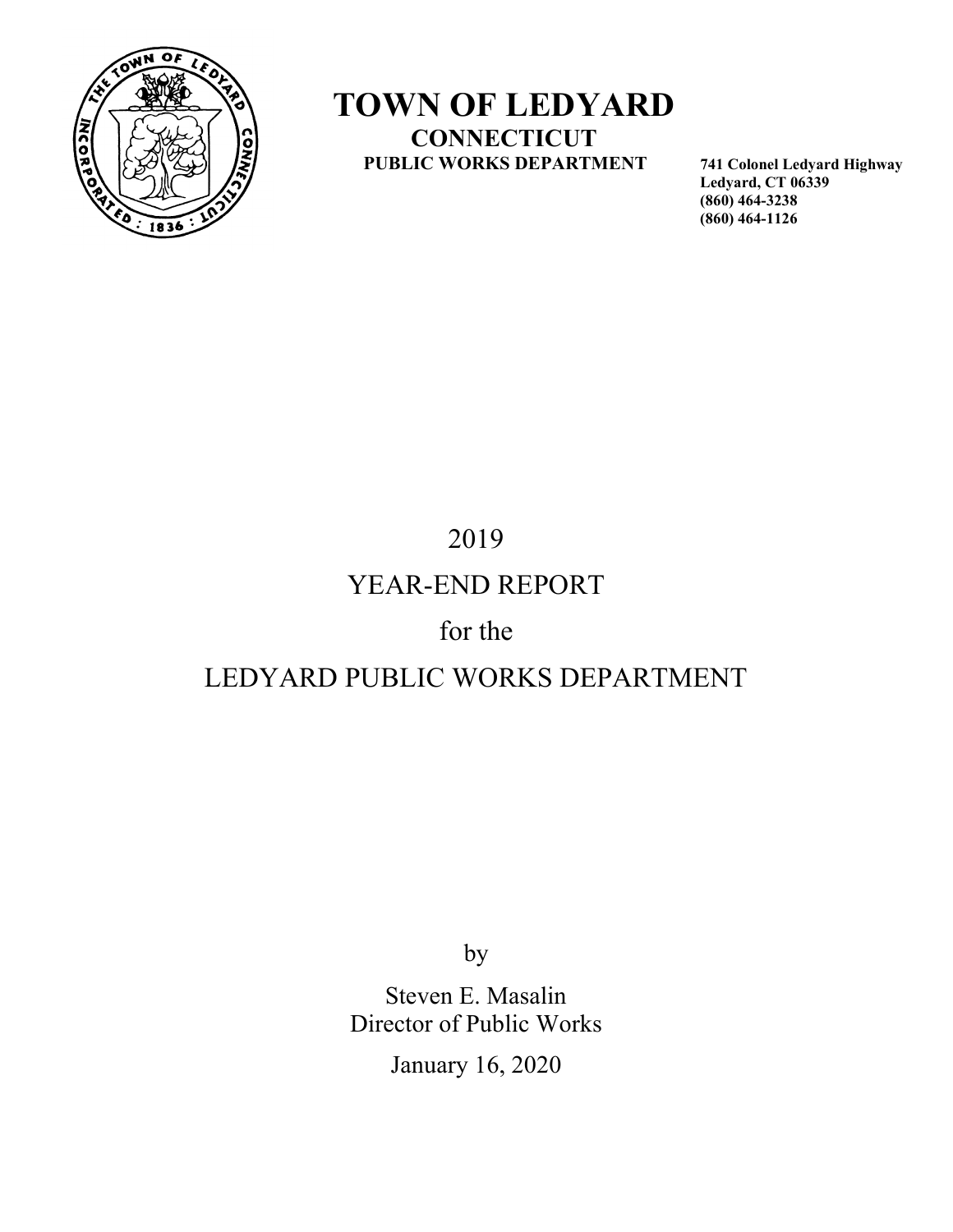# TOWN OF LEDYARD

**CONNECTICUT**

**PUBLIC WORKS DEPARTMENT**

**741 Colonel Ledyard Highway**
**Ledyard, CT 06339**
**(860) 464-3238**
**(860) 464-1126**

# 2019
# YEAR-END REPORT
# for the
# LEDYARD PUBLIC WORKS DEPARTMENT

by

Steven E. Masalin
Director of Public Works

January 16, 2020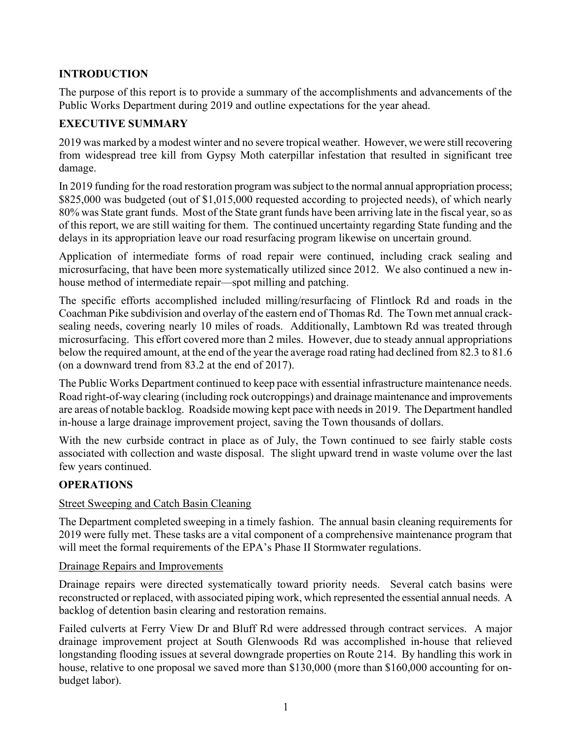## INTRODUCTION

The purpose of this report is to provide a summary of the accomplishments and advancements of the Public Works Department during 2019 and outline expectations for the year ahead.

## EXECUTIVE SUMMARY

2019 was marked by a modest winter and no severe tropical weather. However, we were still recovering from widespread tree kill from Gypsy Moth caterpillar infestation that resulted in significant tree damage.

In 2019 funding for the road restoration program was subject to the normal annual appropriation process; \$825,000 was budgeted (out of \$1,015,000 requested according to projected needs), of which nearly 80% was State grant funds. Most of the State grant funds have been arriving late in the fiscal year, so as of this report, we are still waiting for them. The continued uncertainty regarding State funding and the delays in its appropriation leave our road resurfacing program likewise on uncertain ground.

Application of intermediate forms of road repair were continued, including crack sealing and microsurfacing, that have been more systematically utilized since 2012. We also continued a new in-house method of intermediate repair—spot milling and patching.

The specific efforts accomplished included milling/resurfacing of Flintlock Rd and roads in the Coachman Pike subdivision and overlay of the eastern end of Thomas Rd. The Town met annual crack-sealing needs, covering nearly 10 miles of roads. Additionally, Lambtown Rd was treated through microsurfacing. This effort covered more than 2 miles. However, due to steady annual appropriations below the required amount, at the end of the year the average road rating had declined from 82.3 to 81.6 (on a downward trend from 83.2 at the end of 2017).

The Public Works Department continued to keep pace with essential infrastructure maintenance needs. Road right-of-way clearing (including rock outcroppings) and drainage maintenance and improvements are areas of notable backlog. Roadside mowing kept pace with needs in 2019. The Department handled in-house a large drainage improvement project, saving the Town thousands of dollars.

With the new curbside contract in place as of July, the Town continued to see fairly stable costs associated with collection and waste disposal. The slight upward trend in waste volume over the last few years continued.

## OPERATIONS

### Street Sweeping and Catch Basin Cleaning

The Department completed sweeping in a timely fashion. The annual basin cleaning requirements for 2019 were fully met. These tasks are a vital component of a comprehensive maintenance program that will meet the formal requirements of the EPA's Phase II Stormwater regulations.

### Drainage Repairs and Improvements

Drainage repairs were directed systematically toward priority needs. Several catch basins were reconstructed or replaced, with associated piping work, which represented the essential annual needs. A backlog of detention basin clearing and restoration remains.

Failed culverts at Ferry View Dr and Bluff Rd were addressed through contract services. A major drainage improvement project at South Glenwoods Rd was accomplished in-house that relieved longstanding flooding issues at several downgrade properties on Route 214. By handling this work in house, relative to one proposal we saved more than \$130,000 (more than \$160,000 accounting for on-budget labor).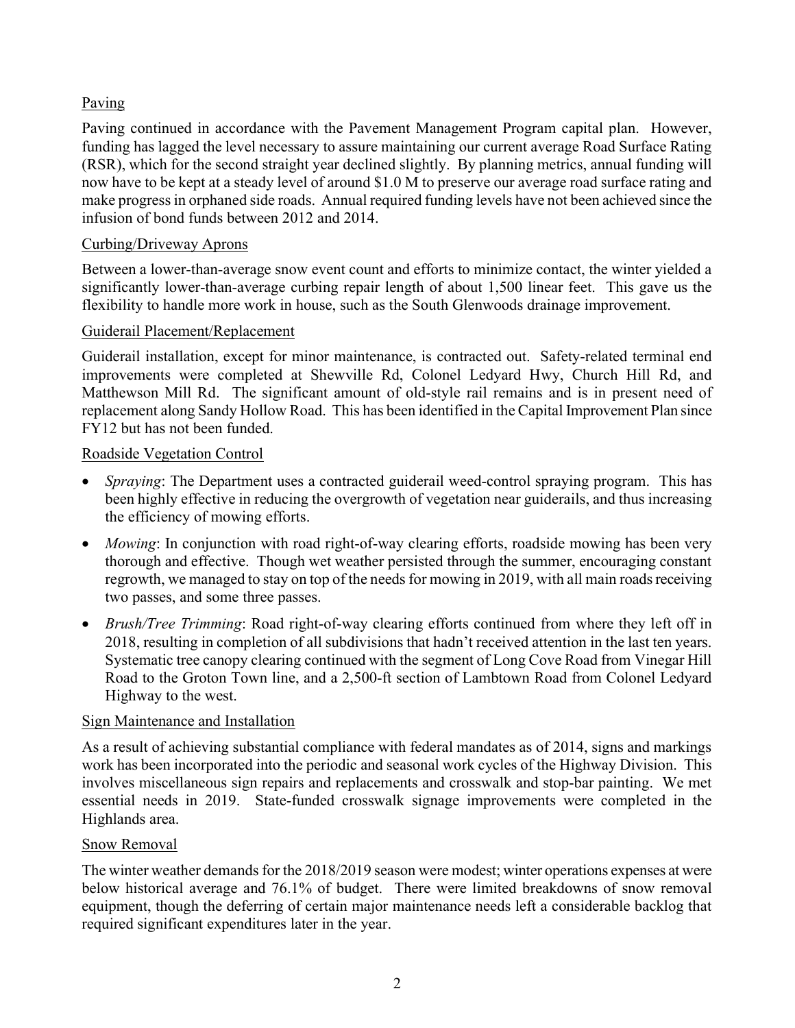## Paving

Paving continued in accordance with the Pavement Management Program capital plan. However, funding has lagged the level necessary to assure maintaining our current average Road Surface Rating (RSR), which for the second straight year declined slightly. By planning metrics, annual funding will now have to be kept at a steady level of around $1.0 M to preserve our average road surface rating and make progress in orphaned side roads. Annual required funding levels have not been achieved since the infusion of bond funds between 2012 and 2014.

## Curbing/Driveway Aprons

Between a lower-than-average snow event count and efforts to minimize contact, the winter yielded a significantly lower-than-average curbing repair length of about 1,500 linear feet. This gave us the flexibility to handle more work in house, such as the South Glenwoods drainage improvement.

## Guiderail Placement/Replacement

Guiderail installation, except for minor maintenance, is contracted out. Safety-related terminal end improvements were completed at Shewville Rd, Colonel Ledyard Hwy, Church Hill Rd, and Matthewson Mill Rd. The significant amount of old-style rail remains and is in present need of replacement along Sandy Hollow Road. This has been identified in the Capital Improvement Plan since FY12 but has not been funded.

## Roadside Vegetation Control

- *Spraying*: The Department uses a contracted guiderail weed-control spraying program. This has been highly effective in reducing the overgrowth of vegetation near guiderails, and thus increasing the efficiency of mowing efforts.
- *Mowing*: In conjunction with road right-of-way clearing efforts, roadside mowing has been very thorough and effective. Though wet weather persisted through the summer, encouraging constant regrowth, we managed to stay on top of the needs for mowing in 2019, with all main roads receiving two passes, and some three passes.
- *Brush/Tree Trimming*: Road right-of-way clearing efforts continued from where they left off in 2018, resulting in completion of all subdivisions that hadn't received attention in the last ten years. Systematic tree canopy clearing continued with the segment of Long Cove Road from Vinegar Hill Road to the Groton Town line, and a 2,500-ft section of Lambtown Road from Colonel Ledyard Highway to the west.

## Sign Maintenance and Installation

As a result of achieving substantial compliance with federal mandates as of 2014, signs and markings work has been incorporated into the periodic and seasonal work cycles of the Highway Division. This involves miscellaneous sign repairs and replacements and crosswalk and stop-bar painting. We met essential needs in 2019. State-funded crosswalk signage improvements were completed in the Highlands area.

## Snow Removal

The winter weather demands for the 2018/2019 season were modest; winter operations expenses at were below historical average and 76.1% of budget. There were limited breakdowns of snow removal equipment, though the deferring of certain major maintenance needs left a considerable backlog that required significant expenditures later in the year.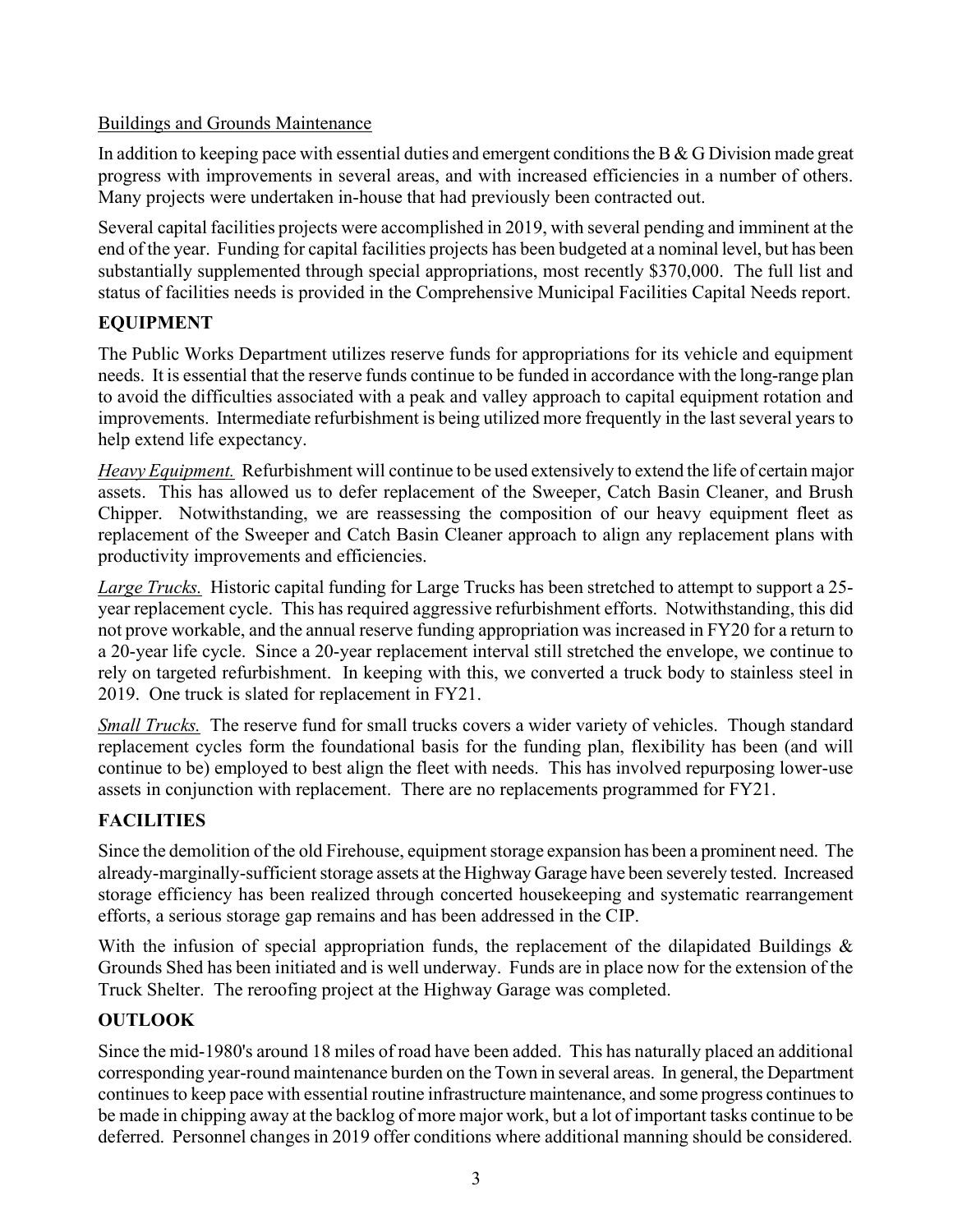Buildings and Grounds Maintenance

In addition to keeping pace with essential duties and emergent conditions the B & G Division made great progress with improvements in several areas, and with increased efficiencies in a number of others. Many projects were undertaken in-house that had previously been contracted out.

Several capital facilities projects were accomplished in 2019, with several pending and imminent at the end of the year. Funding for capital facilities projects has been budgeted at a nominal level, but has been substantially supplemented through special appropriations, most recently $370,000. The full list and status of facilities needs is provided in the Comprehensive Municipal Facilities Capital Needs report.

## EQUIPMENT

The Public Works Department utilizes reserve funds for appropriations for its vehicle and equipment needs. It is essential that the reserve funds continue to be funded in accordance with the long-range plan to avoid the difficulties associated with a peak and valley approach to capital equipment rotation and improvements. Intermediate refurbishment is being utilized more frequently in the last several years to help extend life expectancy.

*Heavy Equipment.* Refurbishment will continue to be used extensively to extend the life of certain major assets. This has allowed us to defer replacement of the Sweeper, Catch Basin Cleaner, and Brush Chipper. Notwithstanding, we are reassessing the composition of our heavy equipment fleet as replacement of the Sweeper and Catch Basin Cleaner approach to align any replacement plans with productivity improvements and efficiencies.

*Large Trucks.* Historic capital funding for Large Trucks has been stretched to attempt to support a 25-year replacement cycle. This has required aggressive refurbishment efforts. Notwithstanding, this did not prove workable, and the annual reserve funding appropriation was increased in FY20 for a return to a 20-year life cycle. Since a 20-year replacement interval still stretched the envelope, we continue to rely on targeted refurbishment. In keeping with this, we converted a truck body to stainless steel in 2019. One truck is slated for replacement in FY21.

*Small Trucks.* The reserve fund for small trucks covers a wider variety of vehicles. Though standard replacement cycles form the foundational basis for the funding plan, flexibility has been (and will continue to be) employed to best align the fleet with needs. This has involved repurposing lower-use assets in conjunction with replacement. There are no replacements programmed for FY21.

## FACILITIES

Since the demolition of the old Firehouse, equipment storage expansion has been a prominent need. The already-marginally-sufficient storage assets at the Highway Garage have been severely tested. Increased storage efficiency has been realized through concerted housekeeping and systematic rearrangement efforts, a serious storage gap remains and has been addressed in the CIP.

With the infusion of special appropriation funds, the replacement of the dilapidated Buildings & Grounds Shed has been initiated and is well underway. Funds are in place now for the extension of the Truck Shelter. The reroofing project at the Highway Garage was completed.

## OUTLOOK

Since the mid-1980's around 18 miles of road have been added. This has naturally placed an additional corresponding year-round maintenance burden on the Town in several areas. In general, the Department continues to keep pace with essential routine infrastructure maintenance, and some progress continues to be made in chipping away at the backlog of more major work, but a lot of important tasks continue to be deferred. Personnel changes in 2019 offer conditions where additional manning should be considered.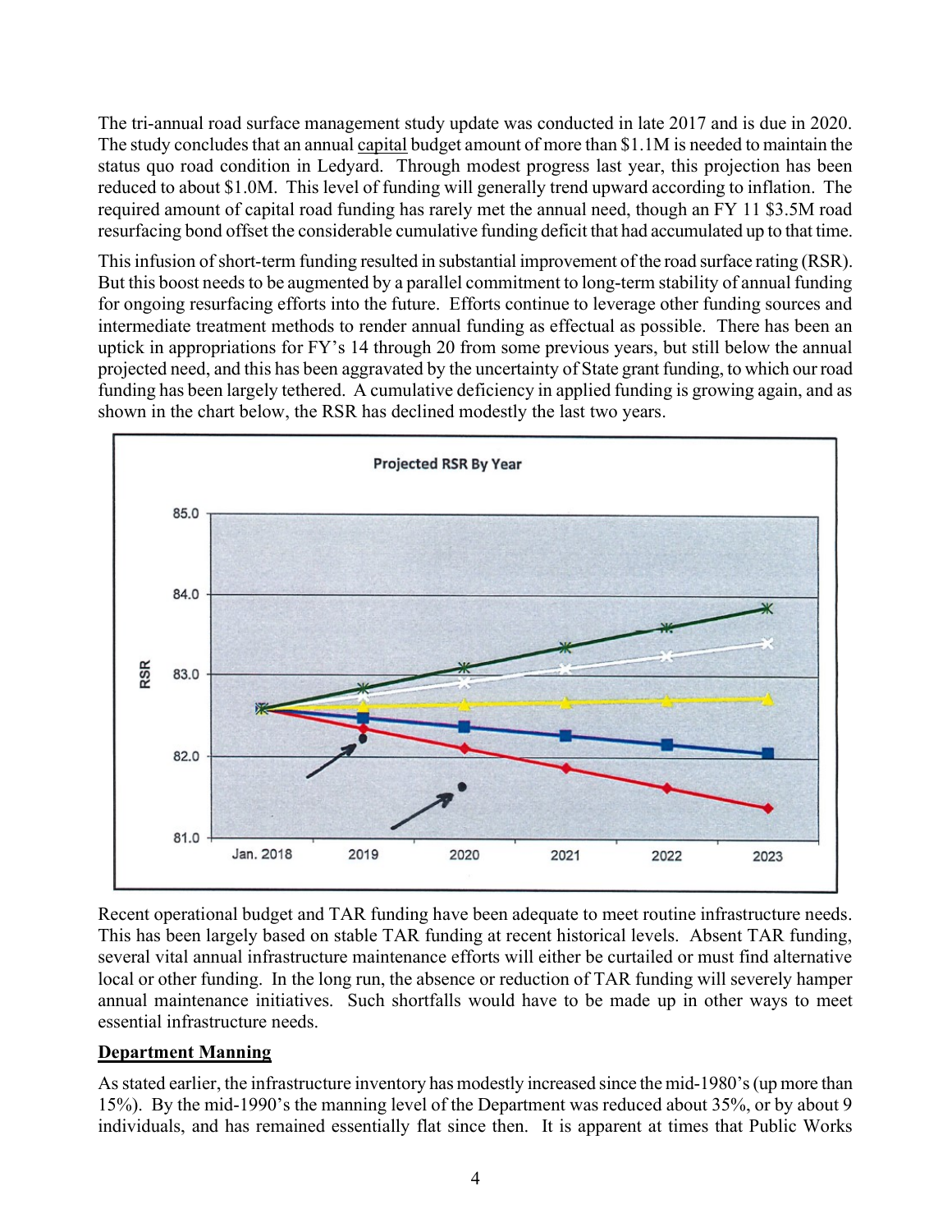The tri-annual road surface management study update was conducted in late 2017 and is due in 2020. The study concludes that an annual capital budget amount of more than $1.1M is needed to maintain the status quo road condition in Ledyard. Through modest progress last year, this projection has been reduced to about $1.0M. This level of funding will generally trend upward according to inflation. The required amount of capital road funding has rarely met the annual need, though an FY 11 $3.5M road resurfacing bond offset the considerable cumulative funding deficit that had accumulated up to that time.

This infusion of short-term funding resulted in substantial improvement of the road surface rating (RSR). But this boost needs to be augmented by a parallel commitment to long-term stability of annual funding for ongoing resurfacing efforts into the future. Efforts continue to leverage other funding sources and intermediate treatment methods to render annual funding as effectual as possible. There has been an uptick in appropriations for FY's 14 through 20 from some previous years, but still below the annual projected need, and this has been aggravated by the uncertainty of State grant funding, to which our road funding has been largely tethered. A cumulative deficiency in applied funding is growing again, and as shown in the chart below, the RSR has declined modestly the last two years.

Recent operational budget and TAR funding have been adequate to meet routine infrastructure needs. This has been largely based on stable TAR funding at recent historical levels. Absent TAR funding, several vital annual infrastructure maintenance efforts will either be curtailed or must find alternative local or other funding. In the long run, the absence or reduction of TAR funding will severely hamper annual maintenance initiatives. Such shortfalls would have to be made up in other ways to meet essential infrastructure needs.

## Department Manning

As stated earlier, the infrastructure inventory has modestly increased since the mid-1980's (up more than 15%). By the mid-1990's the manning level of the Department was reduced about 35%, or by about 9 individuals, and has remained essentially flat since then. It is apparent at times that Public Works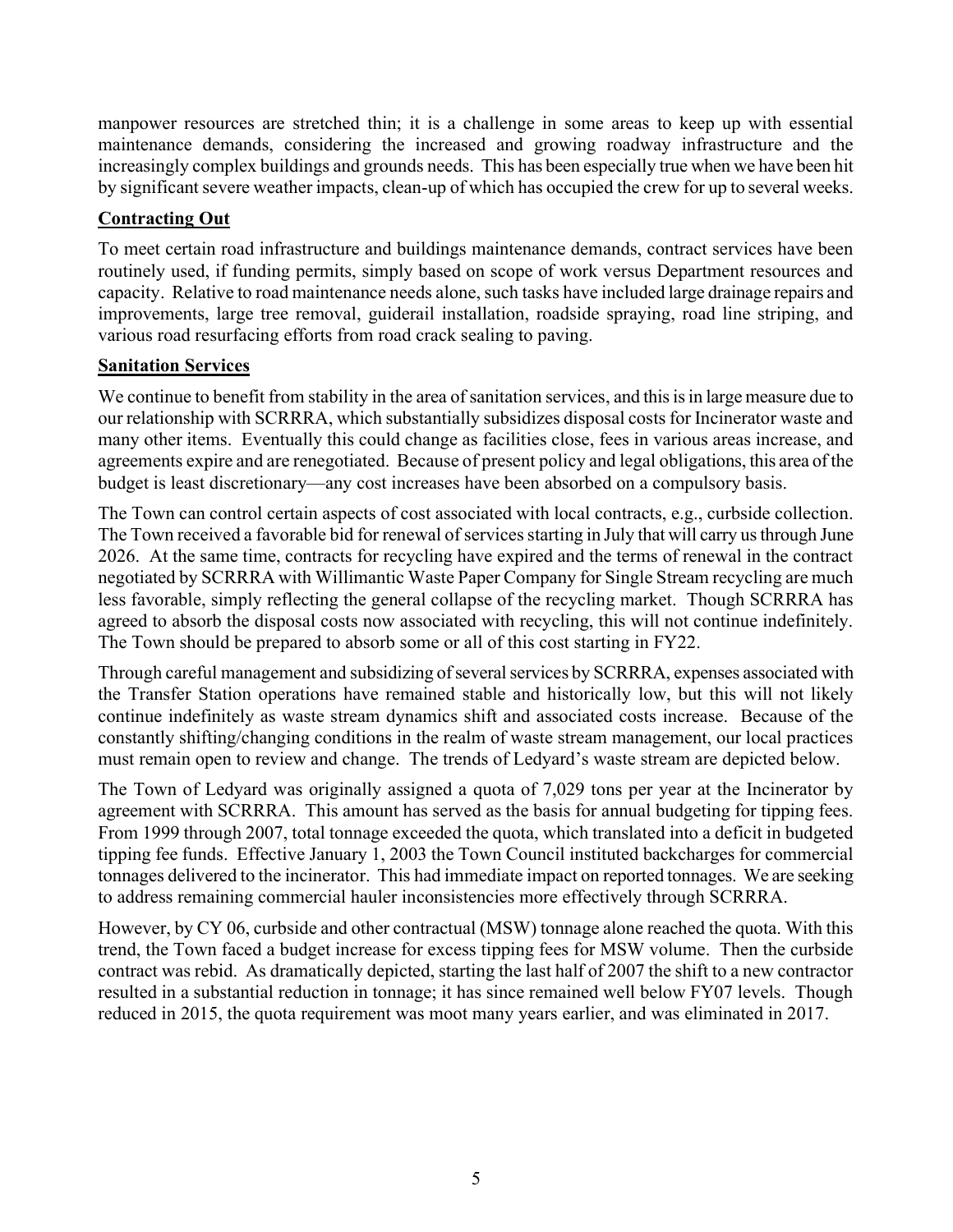manpower resources are stretched thin; it is a challenge in some areas to keep up with essential maintenance demands, considering the increased and growing roadway infrastructure and the increasingly complex buildings and grounds needs. This has been especially true when we have been hit by significant severe weather impacts, clean-up of which has occupied the crew for up to several weeks.

## Contracting Out

To meet certain road infrastructure and buildings maintenance demands, contract services have been routinely used, if funding permits, simply based on scope of work versus Department resources and capacity. Relative to road maintenance needs alone, such tasks have included large drainage repairs and improvements, large tree removal, guiderail installation, roadside spraying, road line striping, and various road resurfacing efforts from road crack sealing to paving.

## Sanitation Services

We continue to benefit from stability in the area of sanitation services, and this is in large measure due to our relationship with SCRRRA, which substantially subsidizes disposal costs for Incinerator waste and many other items. Eventually this could change as facilities close, fees in various areas increase, and agreements expire and are renegotiated. Because of present policy and legal obligations, this area of the budget is least discretionary—any cost increases have been absorbed on a compulsory basis.

The Town can control certain aspects of cost associated with local contracts, e.g., curbside collection. The Town received a favorable bid for renewal of services starting in July that will carry us through June 2026. At the same time, contracts for recycling have expired and the terms of renewal in the contract negotiated by SCRRRA with Willimantic Waste Paper Company for Single Stream recycling are much less favorable, simply reflecting the general collapse of the recycling market. Though SCRRRA has agreed to absorb the disposal costs now associated with recycling, this will not continue indefinitely. The Town should be prepared to absorb some or all of this cost starting in FY22.

Through careful management and subsidizing of several services by SCRRRA, expenses associated with the Transfer Station operations have remained stable and historically low, but this will not likely continue indefinitely as waste stream dynamics shift and associated costs increase. Because of the constantly shifting/changing conditions in the realm of waste stream management, our local practices must remain open to review and change. The trends of Ledyard's waste stream are depicted below.

The Town of Ledyard was originally assigned a quota of 7,029 tons per year at the Incinerator by agreement with SCRRRA. This amount has served as the basis for annual budgeting for tipping fees. From 1999 through 2007, total tonnage exceeded the quota, which translated into a deficit in budgeted tipping fee funds. Effective January 1, 2003 the Town Council instituted backcharges for commercial tonnages delivered to the incinerator. This had immediate impact on reported tonnages. We are seeking to address remaining commercial hauler inconsistencies more effectively through SCRRRA.

However, by CY 06, curbside and other contractual (MSW) tonnage alone reached the quota. With this trend, the Town faced a budget increase for excess tipping fees for MSW volume. Then the curbside contract was rebid. As dramatically depicted, starting the last half of 2007 the shift to a new contractor resulted in a substantial reduction in tonnage; it has since remained well below FY07 levels. Though reduced in 2015, the quota requirement was moot many years earlier, and was eliminated in 2017.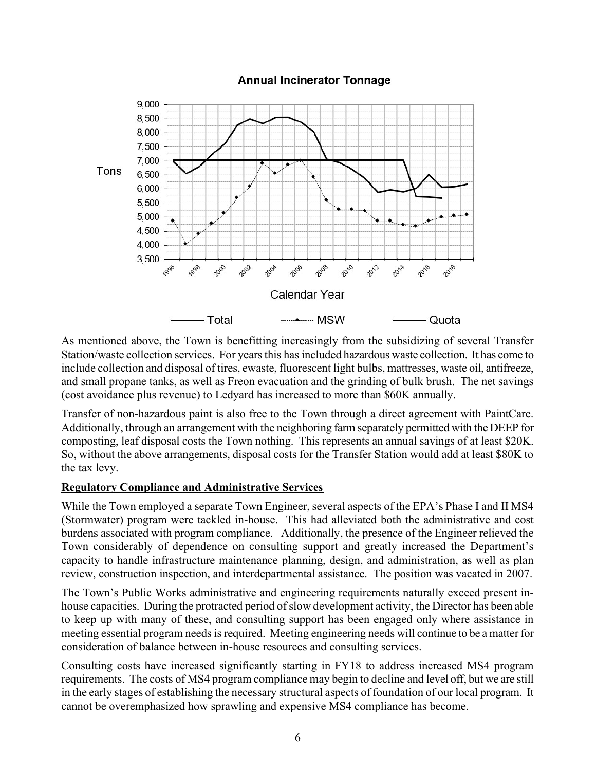Annual Incinerator Tonnage

Tons

9,000
8,500
8,000
7,500
7,000
6,500
6,000
5,500
5,000
4,500
4,000
3,500

1996 1998 2000 2002 2004 2006 2008 2010 2012 2014 2016 2018

Calendar Year

Total MSW Quota

As mentioned above, the Town is benefitting increasingly from the subsidizing of several Transfer Station/waste collection services. For years this has included hazardous waste collection. It has come to include collection and disposal of tires, ewaste, fluorescent light bulbs, mattresses, waste oil, antifreeze, and small propane tanks, as well as Freon evacuation and the grinding of bulk brush. The net savings (cost avoidance plus revenue) to Ledyard has increased to more than \$60K annually.

Transfer of non-hazardous paint is also free to the Town through a direct agreement with PaintCare. Additionally, through an arrangement with the neighboring farm separately permitted with the DEEP for composting, leaf disposal costs the Town nothing. This represents an annual savings of at least \$20K. So, without the above arrangements, disposal costs for the Transfer Station would add at least \$80K to the tax levy.

**Regulatory Compliance and Administrative Services**

While the Town employed a separate Town Engineer, several aspects of the EPA's Phase I and II MS4 (Stormwater) program were tackled in-house. This had alleviated both the administrative and cost burdens associated with program compliance. Additionally, the presence of the Engineer relieved the Town considerably of dependence on consulting support and greatly increased the Department's capacity to handle infrastructure maintenance planning, design, and administration, as well as plan review, construction inspection, and interdepartmental assistance. The position was vacated in 2007.

The Town's Public Works administrative and engineering requirements naturally exceed present in-house capacities. During the protracted period of slow development activity, the Director has been able to keep up with many of these, and consulting support has been engaged only where assistance in meeting essential program needs is required. Meeting engineering needs will continue to be a matter for consideration of balance between in-house resources and consulting services.

Consulting costs have increased significantly starting in FY18 to address increased MS4 program requirements. The costs of MS4 program compliance may begin to decline and level off, but we are still in the early stages of establishing the necessary structural aspects of foundation of our local program. It cannot be overemphasized how sprawling and expensive MS4 compliance has become.